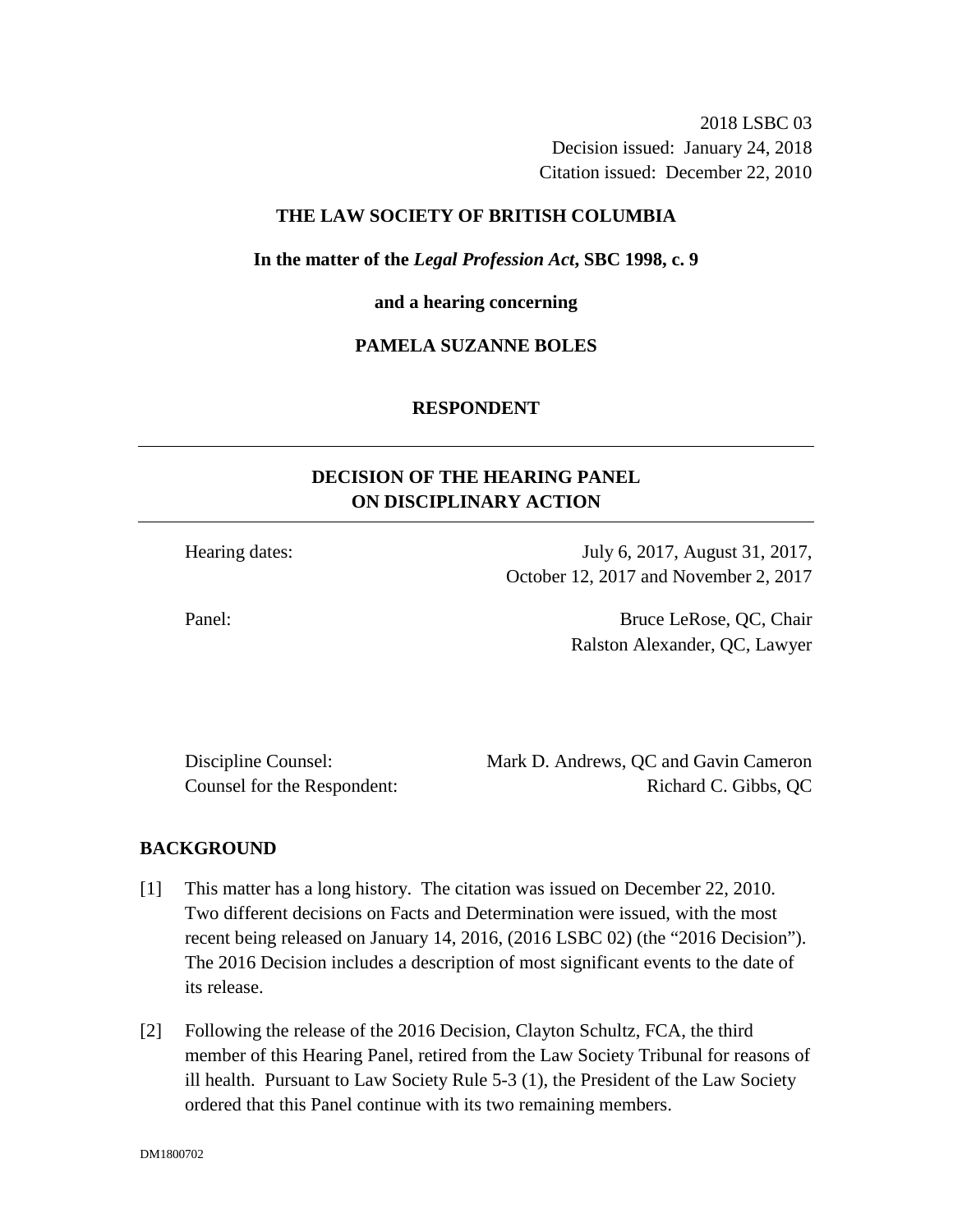2018 LSBC 03
Decision issued: January 24, 2018
Citation issued: December 22, 2010

**THE LAW SOCIETY OF BRITISH COLUMBIA**

**In the matter of the *Legal Profession Act*, SBC 1998, c. 9**

**and a hearing concerning**

**PAMELA SUZANNE BOLES**

**RESPONDENT**

---

## DECISION OF THE HEARING PANEL ON DISCIPLINARY ACTION

---

| | |
|---|---|
| Hearing dates: | July 6, 2017, August 31, 2017, October 12, 2017 and November 2, 2017 |
| Panel: | Bruce LeRose, QC, Chair<br>Ralston Alexander, QC, Lawyer |

| | |
|---|---|
| Discipline Counsel: | Mark D. Andrews, QC and Gavin Cameron |
| Counsel for the Respondent: | Richard C. Gibbs, QC |

## BACKGROUND

[1] This matter has a long history. The citation was issued on December 22, 2010. Two different decisions on Facts and Determination were issued, with the most recent being released on January 14, 2016, (2016 LSBC 02) (the "2016 Decision"). The 2016 Decision includes a description of most significant events to the date of its release.

[2] Following the release of the 2016 Decision, Clayton Schultz, FCA, the third member of this Hearing Panel, retired from the Law Society Tribunal for reasons of ill health. Pursuant to Law Society Rule 5-3 (1), the President of the Law Society ordered that this Panel continue with its two remaining members.

DM1800702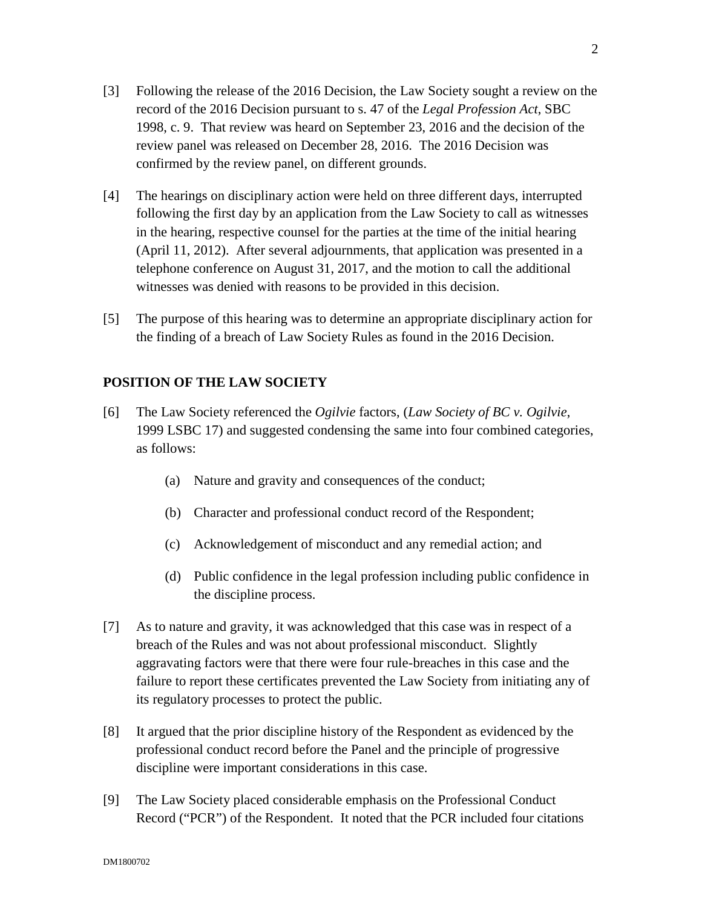[3] Following the release of the 2016 Decision, the Law Society sought a review on the record of the 2016 Decision pursuant to s. 47 of the *Legal Profession Act*, SBC 1998, c. 9. That review was heard on September 23, 2016 and the decision of the review panel was released on December 28, 2016. The 2016 Decision was confirmed by the review panel, on different grounds.

[4] The hearings on disciplinary action were held on three different days, interrupted following the first day by an application from the Law Society to call as witnesses in the hearing, respective counsel for the parties at the time of the initial hearing (April 11, 2012). After several adjournments, that application was presented in a telephone conference on August 31, 2017, and the motion to call the additional witnesses was denied with reasons to be provided in this decision.

[5] The purpose of this hearing was to determine an appropriate disciplinary action for the finding of a breach of Law Society Rules as found in the 2016 Decision.

## POSITION OF THE LAW SOCIETY

[6] The Law Society referenced the *Ogilvie* factors, (*Law Society of BC v. Ogilvie*, 1999 LSBC 17) and suggested condensing the same into four combined categories, as follows:

(a) Nature and gravity and consequences of the conduct;

(b) Character and professional conduct record of the Respondent;

(c) Acknowledgement of misconduct and any remedial action; and

(d) Public confidence in the legal profession including public confidence in the discipline process.

[7] As to nature and gravity, it was acknowledged that this case was in respect of a breach of the Rules and was not about professional misconduct. Slightly aggravating factors were that there were four rule-breaches in this case and the failure to report these certificates prevented the Law Society from initiating any of its regulatory processes to protect the public.

[8] It argued that the prior discipline history of the Respondent as evidenced by the professional conduct record before the Panel and the principle of progressive discipline were important considerations in this case.

[9] The Law Society placed considerable emphasis on the Professional Conduct Record ("PCR") of the Respondent. It noted that the PCR included four citations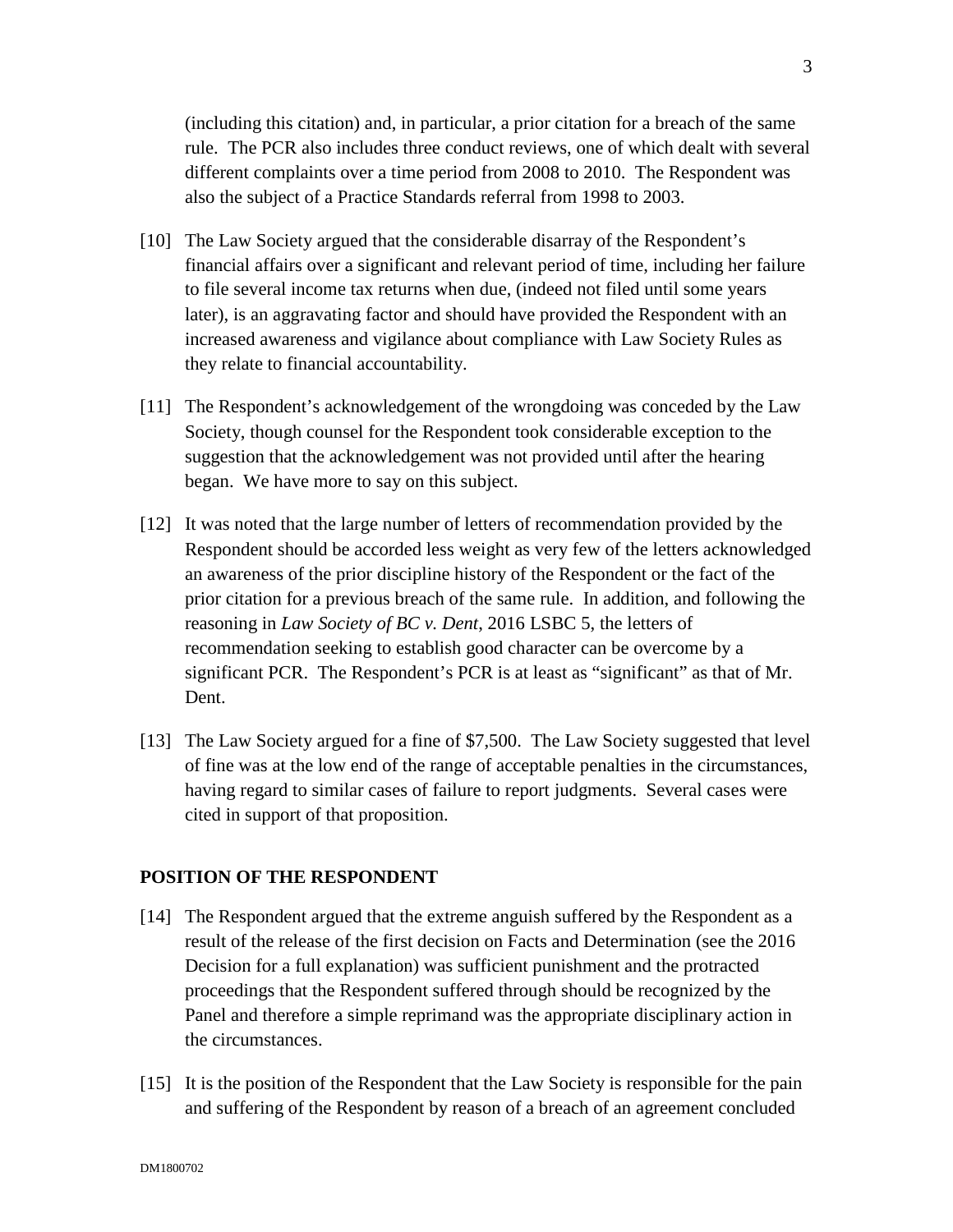(including this citation) and, in particular, a prior citation for a breach of the same rule. The PCR also includes three conduct reviews, one of which dealt with several different complaints over a time period from 2008 to 2010. The Respondent was also the subject of a Practice Standards referral from 1998 to 2003.

[10] The Law Society argued that the considerable disarray of the Respondent's financial affairs over a significant and relevant period of time, including her failure to file several income tax returns when due, (indeed not filed until some years later), is an aggravating factor and should have provided the Respondent with an increased awareness and vigilance about compliance with Law Society Rules as they relate to financial accountability.

[11] The Respondent's acknowledgement of the wrongdoing was conceded by the Law Society, though counsel for the Respondent took considerable exception to the suggestion that the acknowledgement was not provided until after the hearing began. We have more to say on this subject.

[12] It was noted that the large number of letters of recommendation provided by the Respondent should be accorded less weight as very few of the letters acknowledged an awareness of the prior discipline history of the Respondent or the fact of the prior citation for a previous breach of the same rule. In addition, and following the reasoning in *Law Society of BC v. Dent*, 2016 LSBC 5, the letters of recommendation seeking to establish good character can be overcome by a significant PCR. The Respondent's PCR is at least as "significant" as that of Mr. Dent.

[13] The Law Society argued for a fine of $7,500. The Law Society suggested that level of fine was at the low end of the range of acceptable penalties in the circumstances, having regard to similar cases of failure to report judgments. Several cases were cited in support of that proposition.

## POSITION OF THE RESPONDENT

[14] The Respondent argued that the extreme anguish suffered by the Respondent as a result of the release of the first decision on Facts and Determination (see the 2016 Decision for a full explanation) was sufficient punishment and the protracted proceedings that the Respondent suffered through should be recognized by the Panel and therefore a simple reprimand was the appropriate disciplinary action in the circumstances.

[15] It is the position of the Respondent that the Law Society is responsible for the pain and suffering of the Respondent by reason of a breach of an agreement concluded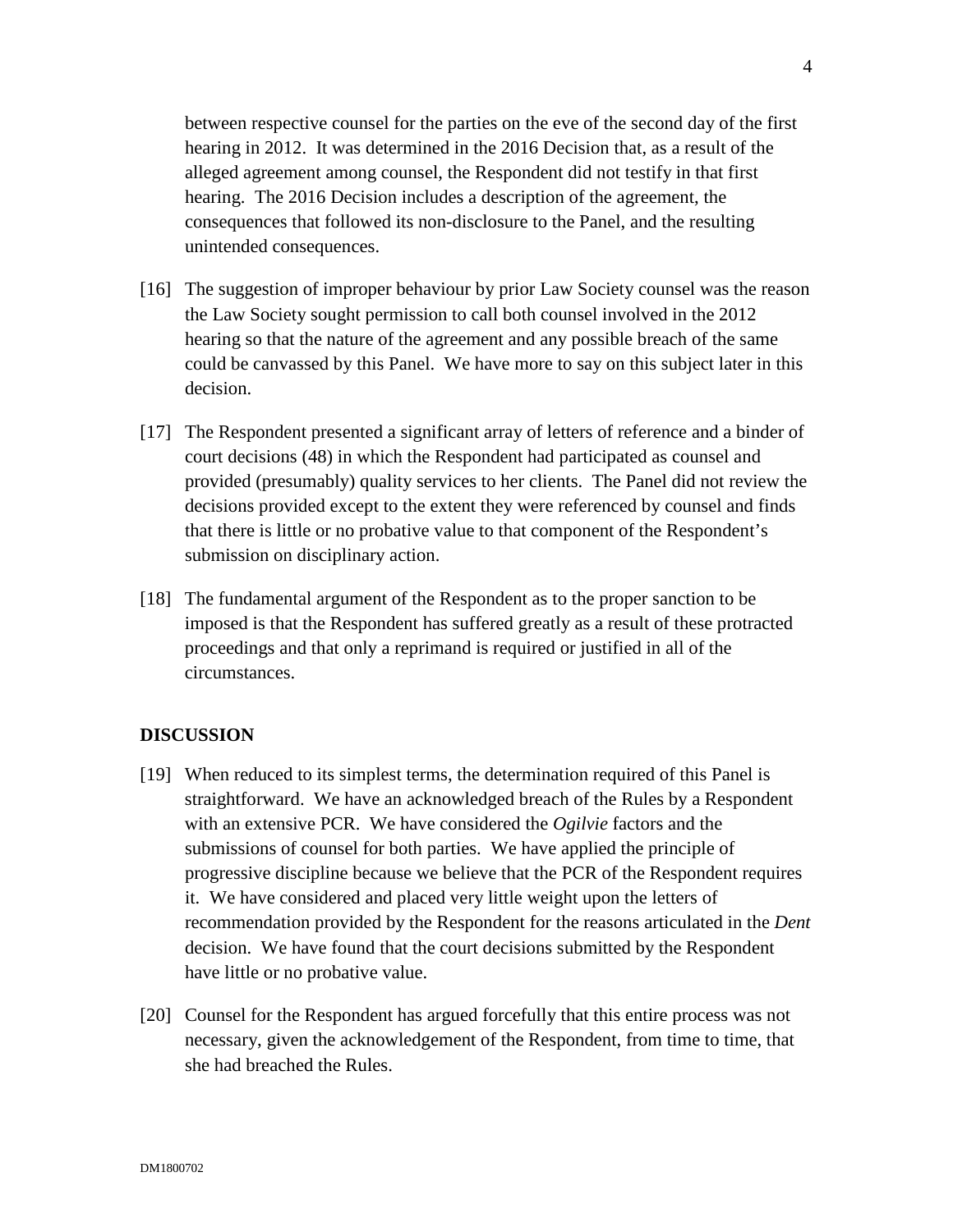between respective counsel for the parties on the eve of the second day of the first hearing in 2012. It was determined in the 2016 Decision that, as a result of the alleged agreement among counsel, the Respondent did not testify in that first hearing. The 2016 Decision includes a description of the agreement, the consequences that followed its non-disclosure to the Panel, and the resulting unintended consequences.

[16] The suggestion of improper behaviour by prior Law Society counsel was the reason the Law Society sought permission to call both counsel involved in the 2012 hearing so that the nature of the agreement and any possible breach of the same could be canvassed by this Panel. We have more to say on this subject later in this decision.

[17] The Respondent presented a significant array of letters of reference and a binder of court decisions (48) in which the Respondent had participated as counsel and provided (presumably) quality services to her clients. The Panel did not review the decisions provided except to the extent they were referenced by counsel and finds that there is little or no probative value to that component of the Respondent's submission on disciplinary action.

[18] The fundamental argument of the Respondent as to the proper sanction to be imposed is that the Respondent has suffered greatly as a result of these protracted proceedings and that only a reprimand is required or justified in all of the circumstances.

## DISCUSSION

[19] When reduced to its simplest terms, the determination required of this Panel is straightforward. We have an acknowledged breach of the Rules by a Respondent with an extensive PCR. We have considered the *Ogilvie* factors and the submissions of counsel for both parties. We have applied the principle of progressive discipline because we believe that the PCR of the Respondent requires it. We have considered and placed very little weight upon the letters of recommendation provided by the Respondent for the reasons articulated in the *Dent* decision. We have found that the court decisions submitted by the Respondent have little or no probative value.

[20] Counsel for the Respondent has argued forcefully that this entire process was not necessary, given the acknowledgement of the Respondent, from time to time, that she had breached the Rules.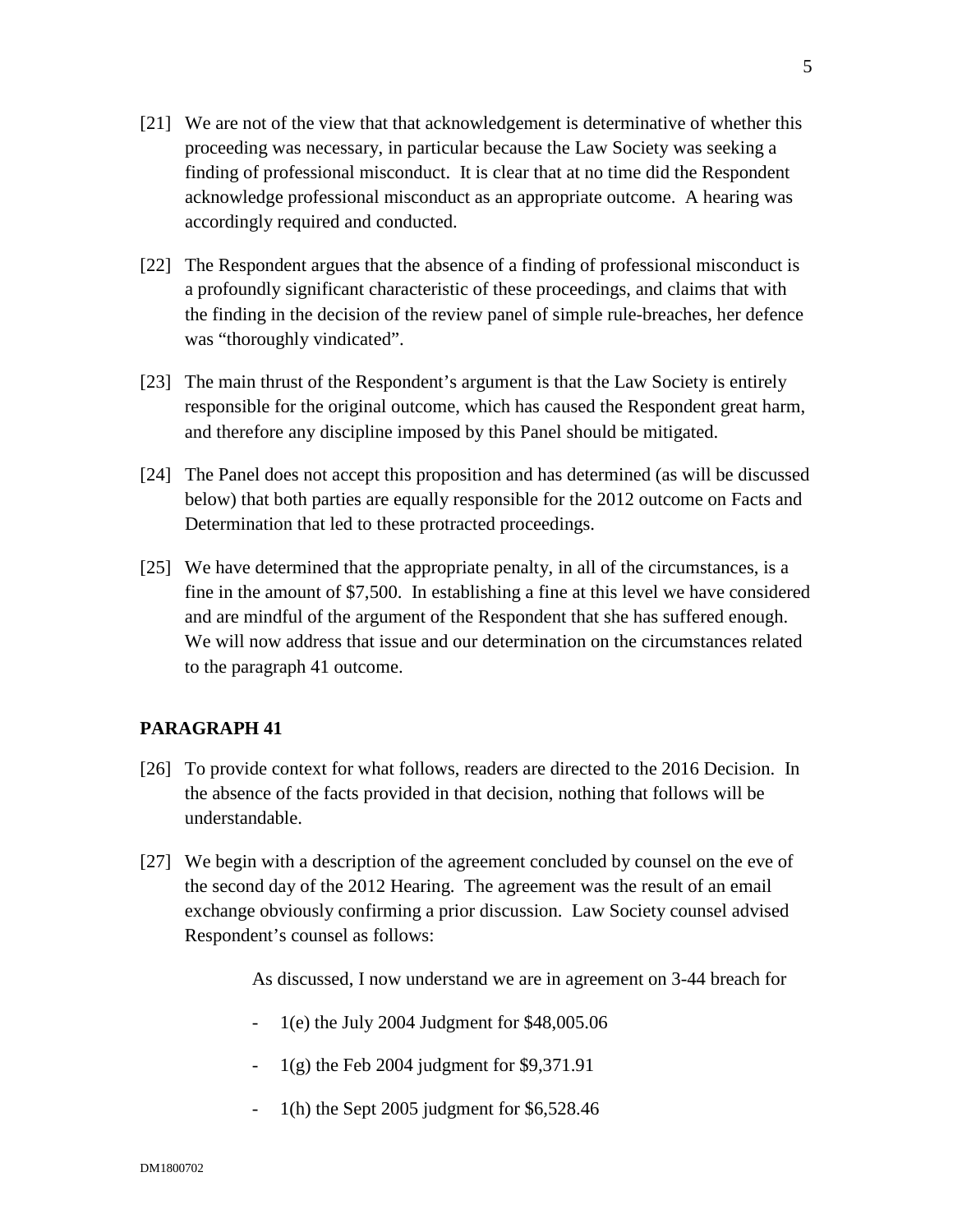[21] We are not of the view that that acknowledgement is determinative of whether this proceeding was necessary, in particular because the Law Society was seeking a finding of professional misconduct. It is clear that at no time did the Respondent acknowledge professional misconduct as an appropriate outcome. A hearing was accordingly required and conducted.

[22] The Respondent argues that the absence of a finding of professional misconduct is a profoundly significant characteristic of these proceedings, and claims that with the finding in the decision of the review panel of simple rule-breaches, her defence was "thoroughly vindicated".

[23] The main thrust of the Respondent's argument is that the Law Society is entirely responsible for the original outcome, which has caused the Respondent great harm, and therefore any discipline imposed by this Panel should be mitigated.

[24] The Panel does not accept this proposition and has determined (as will be discussed below) that both parties are equally responsible for the 2012 outcome on Facts and Determination that led to these protracted proceedings.

[25] We have determined that the appropriate penalty, in all of the circumstances, is a fine in the amount of $7,500. In establishing a fine at this level we have considered and are mindful of the argument of the Respondent that she has suffered enough. We will now address that issue and our determination on the circumstances related to the paragraph 41 outcome.

## PARAGRAPH 41

[26] To provide context for what follows, readers are directed to the 2016 Decision. In the absence of the facts provided in that decision, nothing that follows will be understandable.

[27] We begin with a description of the agreement concluded by counsel on the eve of the second day of the 2012 Hearing. The agreement was the result of an email exchange obviously confirming a prior discussion. Law Society counsel advised Respondent's counsel as follows:

> As discussed, I now understand we are in agreement on 3-44 breach for
>
> - 1(e) the July 2004 Judgment for $48,005.06
> - 1(g) the Feb 2004 judgment for $9,371.91
> - 1(h) the Sept 2005 judgment for $6,528.46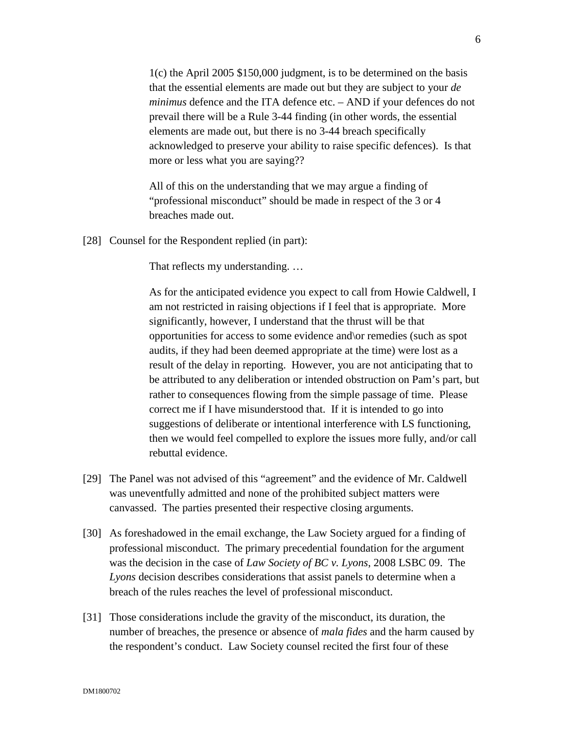> 1(c) the April 2005 $150,000 judgment, is to be determined on the basis that the essential elements are made out but they are subject to your *de minimus* defence and the ITA defence etc. – AND if your defences do not prevail there will be a Rule 3-44 finding (in other words, the essential elements are made out, but there is no 3-44 breach specifically acknowledged to preserve your ability to raise specific defences). Is that more or less what you are saying??
>
> All of this on the understanding that we may argue a finding of "professional misconduct" should be made in respect of the 3 or 4 breaches made out.

[28] Counsel for the Respondent replied (in part):

> That reflects my understanding. …
>
> As for the anticipated evidence you expect to call from Howie Caldwell, I am not restricted in raising objections if I feel that is appropriate. More significantly, however, I understand that the thrust will be that opportunities for access to some evidence and\or remedies (such as spot audits, if they had been deemed appropriate at the time) were lost as a result of the delay in reporting. However, you are not anticipating that to be attributed to any deliberation or intended obstruction on Pam's part, but rather to consequences flowing from the simple passage of time. Please correct me if I have misunderstood that. If it is intended to go into suggestions of deliberate or intentional interference with LS functioning, then we would feel compelled to explore the issues more fully, and/or call rebuttal evidence.

[29] The Panel was not advised of this "agreement" and the evidence of Mr. Caldwell was uneventfully admitted and none of the prohibited subject matters were canvassed. The parties presented their respective closing arguments.

[30] As foreshadowed in the email exchange, the Law Society argued for a finding of professional misconduct. The primary precedential foundation for the argument was the decision in the case of *Law Society of BC v. Lyons*, 2008 LSBC 09. The *Lyons* decision describes considerations that assist panels to determine when a breach of the rules reaches the level of professional misconduct.

[31] Those considerations include the gravity of the misconduct, its duration, the number of breaches, the presence or absence of *mala fides* and the harm caused by the respondent's conduct. Law Society counsel recited the first four of these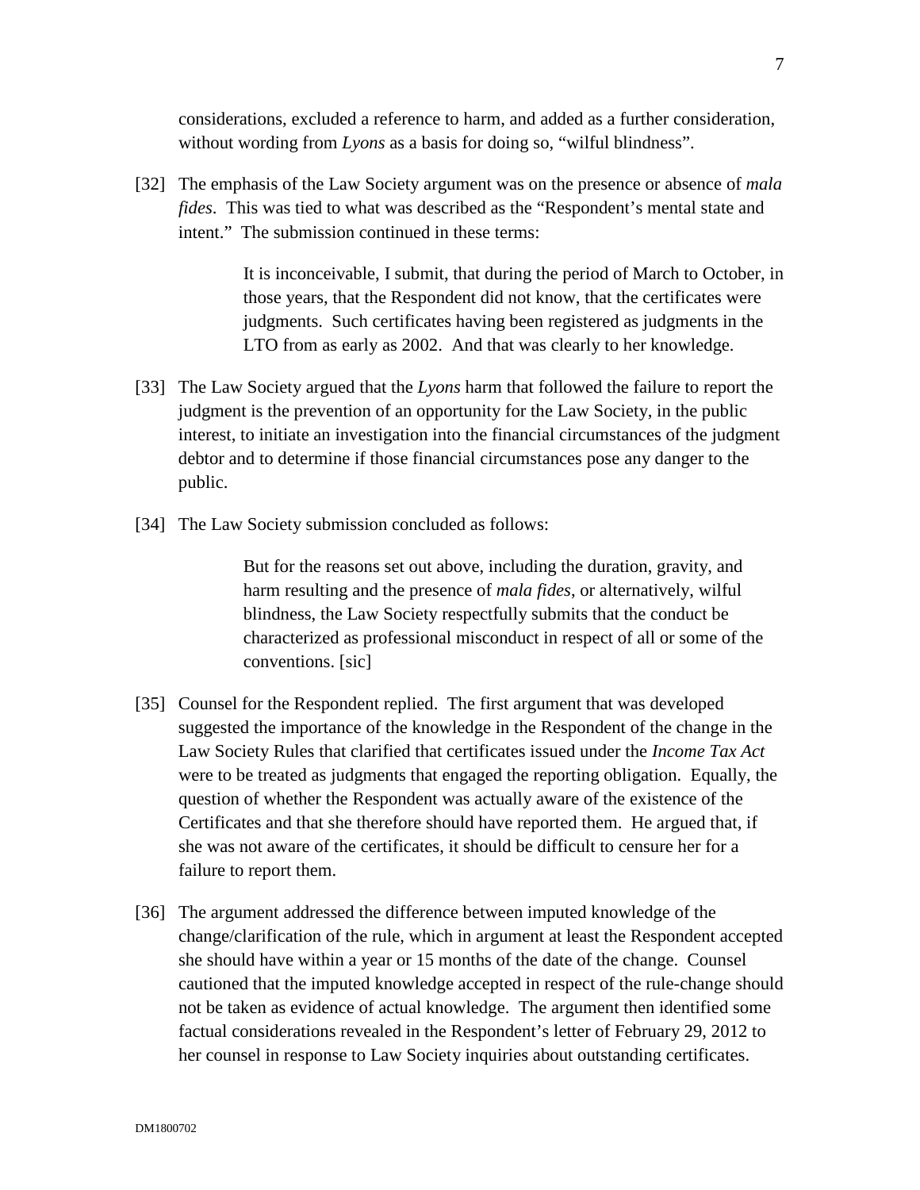considerations, excluded a reference to harm, and added as a further consideration, without wording from *Lyons* as a basis for doing so, "wilful blindness".

[32] The emphasis of the Law Society argument was on the presence or absence of *mala fides*. This was tied to what was described as the "Respondent's mental state and intent." The submission continued in these terms:

> It is inconceivable, I submit, that during the period of March to October, in those years, that the Respondent did not know, that the certificates were judgments. Such certificates having been registered as judgments in the LTO from as early as 2002. And that was clearly to her knowledge.

[33] The Law Society argued that the *Lyons* harm that followed the failure to report the judgment is the prevention of an opportunity for the Law Society, in the public interest, to initiate an investigation into the financial circumstances of the judgment debtor and to determine if those financial circumstances pose any danger to the public.

[34] The Law Society submission concluded as follows:

> But for the reasons set out above, including the duration, gravity, and harm resulting and the presence of *mala fides*, or alternatively, wilful blindness, the Law Society respectfully submits that the conduct be characterized as professional misconduct in respect of all or some of the conventions. [sic]

[35] Counsel for the Respondent replied. The first argument that was developed suggested the importance of the knowledge in the Respondent of the change in the Law Society Rules that clarified that certificates issued under the *Income Tax Act* were to be treated as judgments that engaged the reporting obligation. Equally, the question of whether the Respondent was actually aware of the existence of the Certificates and that she therefore should have reported them. He argued that, if she was not aware of the certificates, it should be difficult to censure her for a failure to report them.

[36] The argument addressed the difference between imputed knowledge of the change/clarification of the rule, which in argument at least the Respondent accepted she should have within a year or 15 months of the date of the change. Counsel cautioned that the imputed knowledge accepted in respect of the rule-change should not be taken as evidence of actual knowledge. The argument then identified some factual considerations revealed in the Respondent's letter of February 29, 2012 to her counsel in response to Law Society inquiries about outstanding certificates.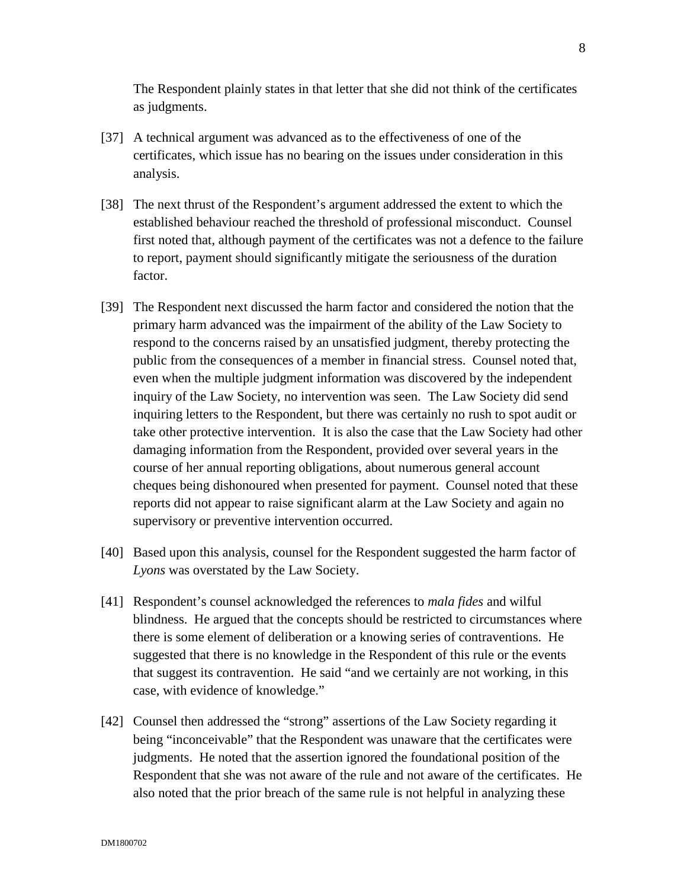The Respondent plainly states in that letter that she did not think of the certificates as judgments.

[37] A technical argument was advanced as to the effectiveness of one of the certificates, which issue has no bearing on the issues under consideration in this analysis.

[38] The next thrust of the Respondent's argument addressed the extent to which the established behaviour reached the threshold of professional misconduct. Counsel first noted that, although payment of the certificates was not a defence to the failure to report, payment should significantly mitigate the seriousness of the duration factor.

[39] The Respondent next discussed the harm factor and considered the notion that the primary harm advanced was the impairment of the ability of the Law Society to respond to the concerns raised by an unsatisfied judgment, thereby protecting the public from the consequences of a member in financial stress. Counsel noted that, even when the multiple judgment information was discovered by the independent inquiry of the Law Society, no intervention was seen. The Law Society did send inquiring letters to the Respondent, but there was certainly no rush to spot audit or take other protective intervention. It is also the case that the Law Society had other damaging information from the Respondent, provided over several years in the course of her annual reporting obligations, about numerous general account cheques being dishonoured when presented for payment. Counsel noted that these reports did not appear to raise significant alarm at the Law Society and again no supervisory or preventive intervention occurred.

[40] Based upon this analysis, counsel for the Respondent suggested the harm factor of *Lyons* was overstated by the Law Society.

[41] Respondent's counsel acknowledged the references to *mala fides* and wilful blindness. He argued that the concepts should be restricted to circumstances where there is some element of deliberation or a knowing series of contraventions. He suggested that there is no knowledge in the Respondent of this rule or the events that suggest its contravention. He said "and we certainly are not working, in this case, with evidence of knowledge."

[42] Counsel then addressed the "strong" assertions of the Law Society regarding it being "inconceivable" that the Respondent was unaware that the certificates were judgments. He noted that the assertion ignored the foundational position of the Respondent that she was not aware of the rule and not aware of the certificates. He also noted that the prior breach of the same rule is not helpful in analyzing these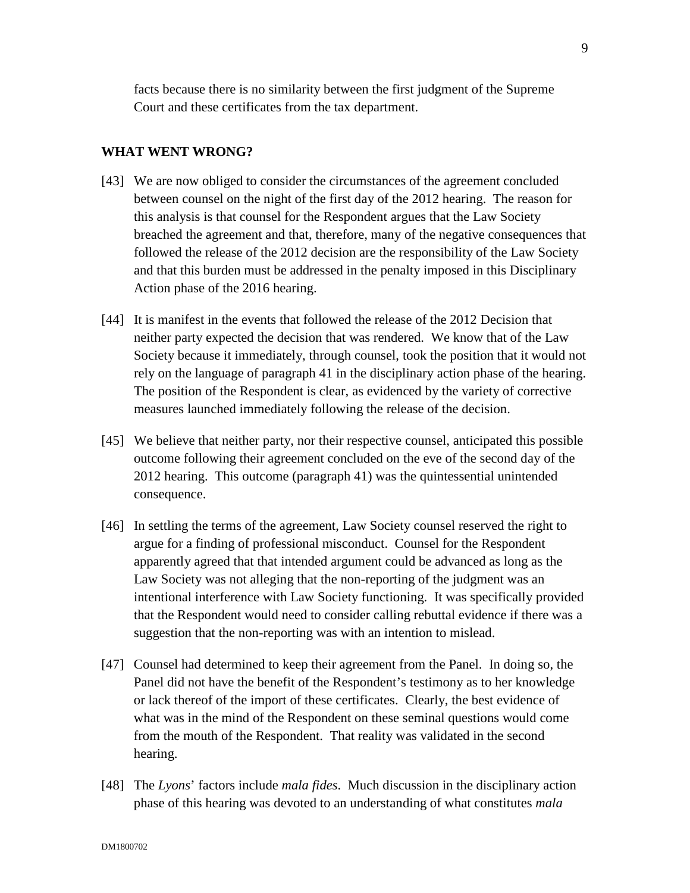facts because there is no similarity between the first judgment of the Supreme Court and these certificates from the tax department.

## WHAT WENT WRONG?

[43] We are now obliged to consider the circumstances of the agreement concluded between counsel on the night of the first day of the 2012 hearing. The reason for this analysis is that counsel for the Respondent argues that the Law Society breached the agreement and that, therefore, many of the negative consequences that followed the release of the 2012 decision are the responsibility of the Law Society and that this burden must be addressed in the penalty imposed in this Disciplinary Action phase of the 2016 hearing.

[44] It is manifest in the events that followed the release of the 2012 Decision that neither party expected the decision that was rendered. We know that of the Law Society because it immediately, through counsel, took the position that it would not rely on the language of paragraph 41 in the disciplinary action phase of the hearing. The position of the Respondent is clear, as evidenced by the variety of corrective measures launched immediately following the release of the decision.

[45] We believe that neither party, nor their respective counsel, anticipated this possible outcome following their agreement concluded on the eve of the second day of the 2012 hearing. This outcome (paragraph 41) was the quintessential unintended consequence.

[46] In settling the terms of the agreement, Law Society counsel reserved the right to argue for a finding of professional misconduct. Counsel for the Respondent apparently agreed that that intended argument could be advanced as long as the Law Society was not alleging that the non-reporting of the judgment was an intentional interference with Law Society functioning. It was specifically provided that the Respondent would need to consider calling rebuttal evidence if there was a suggestion that the non-reporting was with an intention to mislead.

[47] Counsel had determined to keep their agreement from the Panel. In doing so, the Panel did not have the benefit of the Respondent's testimony as to her knowledge or lack thereof of the import of these certificates. Clearly, the best evidence of what was in the mind of the Respondent on these seminal questions would come from the mouth of the Respondent. That reality was validated in the second hearing.

[48] The *Lyons*' factors include *mala fides*. Much discussion in the disciplinary action phase of this hearing was devoted to an understanding of what constitutes *mala*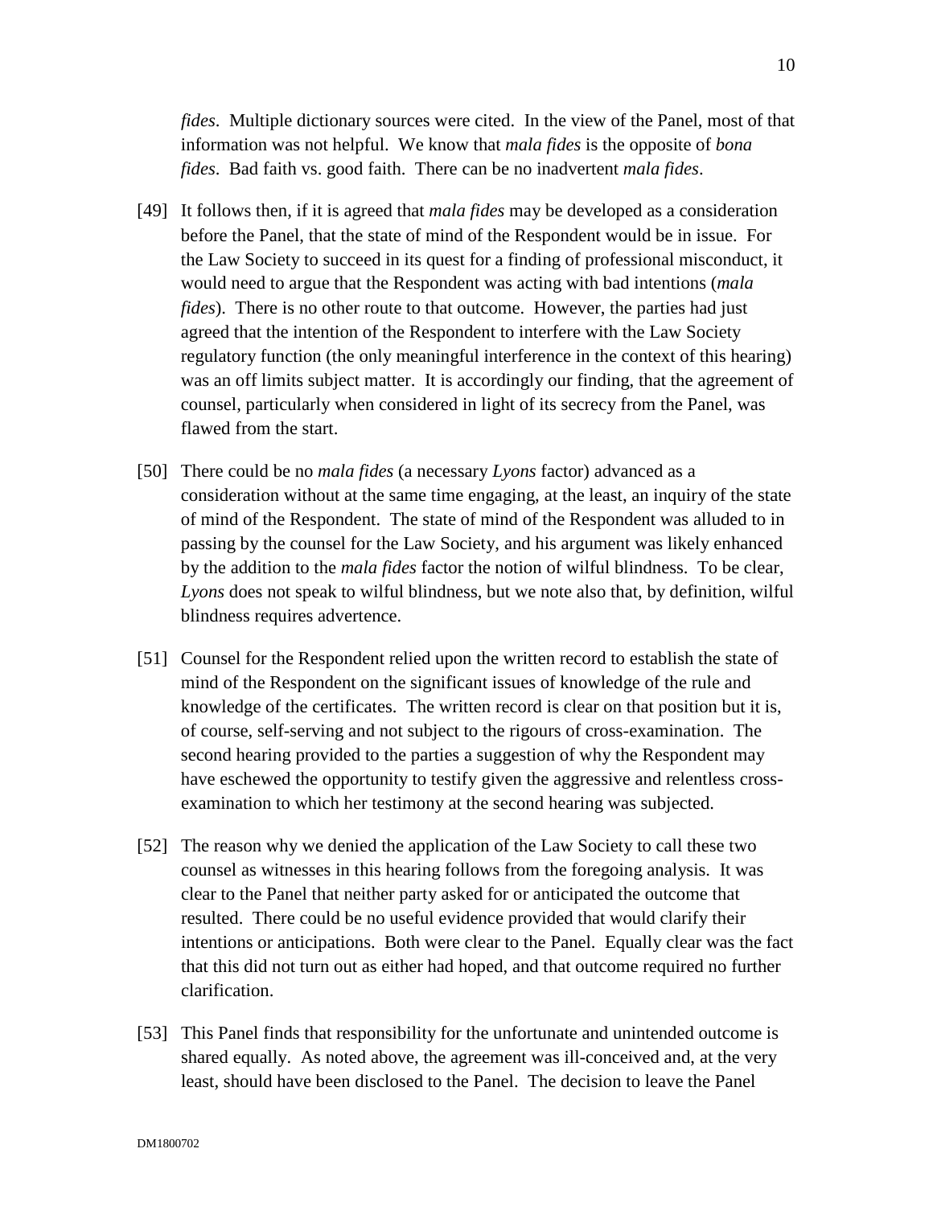*fides*. Multiple dictionary sources were cited. In the view of the Panel, most of that information was not helpful. We know that *mala fides* is the opposite of *bona fides*. Bad faith vs. good faith. There can be no inadvertent *mala fides*.

[49] It follows then, if it is agreed that *mala fides* may be developed as a consideration before the Panel, that the state of mind of the Respondent would be in issue. For the Law Society to succeed in its quest for a finding of professional misconduct, it would need to argue that the Respondent was acting with bad intentions (*mala fides*). There is no other route to that outcome. However, the parties had just agreed that the intention of the Respondent to interfere with the Law Society regulatory function (the only meaningful interference in the context of this hearing) was an off limits subject matter. It is accordingly our finding, that the agreement of counsel, particularly when considered in light of its secrecy from the Panel, was flawed from the start.

[50] There could be no *mala fides* (a necessary *Lyons* factor) advanced as a consideration without at the same time engaging, at the least, an inquiry of the state of mind of the Respondent. The state of mind of the Respondent was alluded to in passing by the counsel for the Law Society, and his argument was likely enhanced by the addition to the *mala fides* factor the notion of wilful blindness. To be clear, *Lyons* does not speak to wilful blindness, but we note also that, by definition, wilful blindness requires advertence.

[51] Counsel for the Respondent relied upon the written record to establish the state of mind of the Respondent on the significant issues of knowledge of the rule and knowledge of the certificates. The written record is clear on that position but it is, of course, self-serving and not subject to the rigours of cross-examination. The second hearing provided to the parties a suggestion of why the Respondent may have eschewed the opportunity to testify given the aggressive and relentless cross-examination to which her testimony at the second hearing was subjected.

[52] The reason why we denied the application of the Law Society to call these two counsel as witnesses in this hearing follows from the foregoing analysis. It was clear to the Panel that neither party asked for or anticipated the outcome that resulted. There could be no useful evidence provided that would clarify their intentions or anticipations. Both were clear to the Panel. Equally clear was the fact that this did not turn out as either had hoped, and that outcome required no further clarification.

[53] This Panel finds that responsibility for the unfortunate and unintended outcome is shared equally. As noted above, the agreement was ill-conceived and, at the very least, should have been disclosed to the Panel. The decision to leave the Panel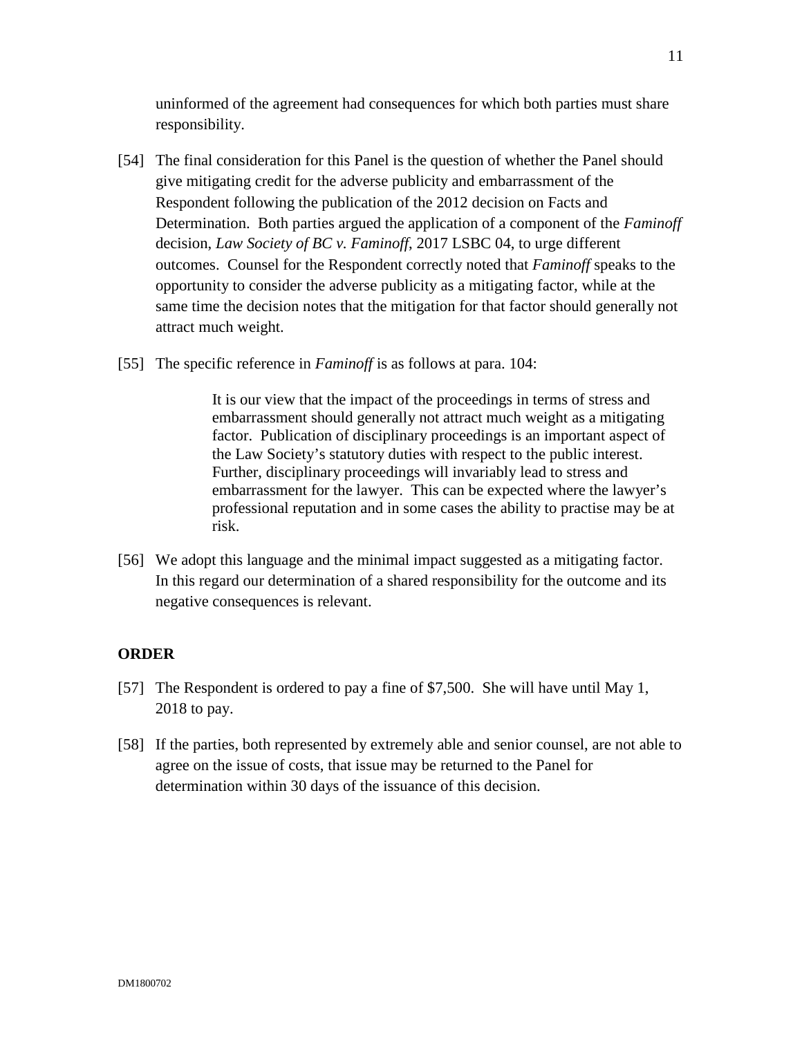uninformed of the agreement had consequences for which both parties must share responsibility.

[54] The final consideration for this Panel is the question of whether the Panel should give mitigating credit for the adverse publicity and embarrassment of the Respondent following the publication of the 2012 decision on Facts and Determination. Both parties argued the application of a component of the *Faminoff* decision, *Law Society of BC v. Faminoff*, 2017 LSBC 04, to urge different outcomes. Counsel for the Respondent correctly noted that *Faminoff* speaks to the opportunity to consider the adverse publicity as a mitigating factor, while at the same time the decision notes that the mitigation for that factor should generally not attract much weight.

[55] The specific reference in *Faminoff* is as follows at para. 104:

> It is our view that the impact of the proceedings in terms of stress and embarrassment should generally not attract much weight as a mitigating factor. Publication of disciplinary proceedings is an important aspect of the Law Society's statutory duties with respect to the public interest. Further, disciplinary proceedings will invariably lead to stress and embarrassment for the lawyer. This can be expected where the lawyer's professional reputation and in some cases the ability to practise may be at risk.

[56] We adopt this language and the minimal impact suggested as a mitigating factor. In this regard our determination of a shared responsibility for the outcome and its negative consequences is relevant.

## ORDER

[57] The Respondent is ordered to pay a fine of $7,500. She will have until May 1, 2018 to pay.

[58] If the parties, both represented by extremely able and senior counsel, are not able to agree on the issue of costs, that issue may be returned to the Panel for determination within 30 days of the issuance of this decision.

DM1800702